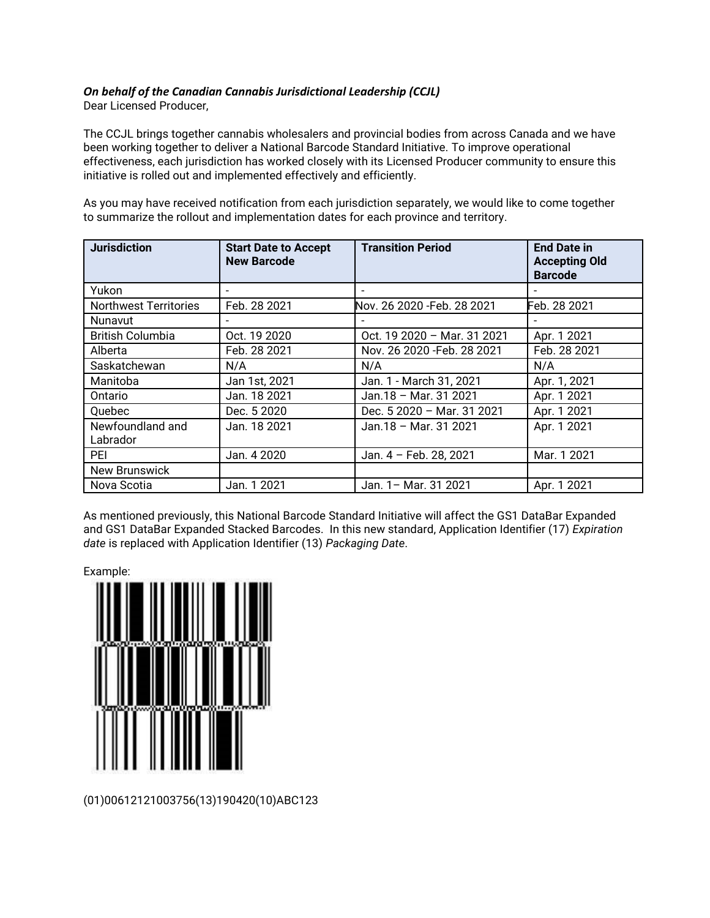***On behalf of the Canadian Cannabis Jurisdictional Leadership (CCJL)***

Dear Licensed Producer,

The CCJL brings together cannabis wholesalers and provincial bodies from across Canada and we have been working together to deliver a National Barcode Standard Initiative. To improve operational effectiveness, each jurisdiction has worked closely with its Licensed Producer community to ensure this initiative is rolled out and implemented effectively and efficiently.

As you may have received notification from each jurisdiction separately, we would like to come together to summarize the rollout and implementation dates for each province and territory.

| **Jurisdiction** | **Start Date to Accept New Barcode** | **Transition Period** | **End Date in Accepting Old Barcode** |
|---|---|---|---|
| Yukon | - | - | - |
| Northwest Territories | Feb. 28 2021 | Nov. 26 2020 -Feb. 28 2021 | Feb. 28 2021 |
| Nunavut | - | - | - |
| British Columbia | Oct. 19 2020 | Oct. 19 2020 – Mar. 31 2021 | Apr. 1 2021 |
| Alberta | Feb. 28 2021 | Nov. 26 2020 -Feb. 28 2021 | Feb. 28 2021 |
| Saskatchewan | N/A | N/A | N/A |
| Manitoba | Jan 1st, 2021 | Jan. 1 - March 31, 2021 | Apr. 1, 2021 |
| Ontario | Jan. 18 2021 | Jan.18 – Mar. 31 2021 | Apr. 1 2021 |
| Quebec | Dec. 5 2020 | Dec. 5 2020 – Mar. 31 2021 | Apr. 1 2021 |
| Newfoundland and Labrador | Jan. 18 2021 | Jan.18 – Mar. 31 2021 | Apr. 1 2021 |
| PEI | Jan. 4 2020 | Jan. 4 – Feb. 28, 2021 | Mar. 1 2021 |
| New Brunswick | | | |
| Nova Scotia | Jan. 1 2021 | Jan. 1– Mar. 31 2021 | Apr. 1 2021 |

As mentioned previously, this National Barcode Standard Initiative will affect the GS1 DataBar Expanded and GS1 DataBar Expanded Stacked Barcodes. In this new standard, Application Identifier (17) *Expiration date* is replaced with Application Identifier (13) *Packaging Date*.

Example:

(01)00612121003756(13)190420(10)ABC123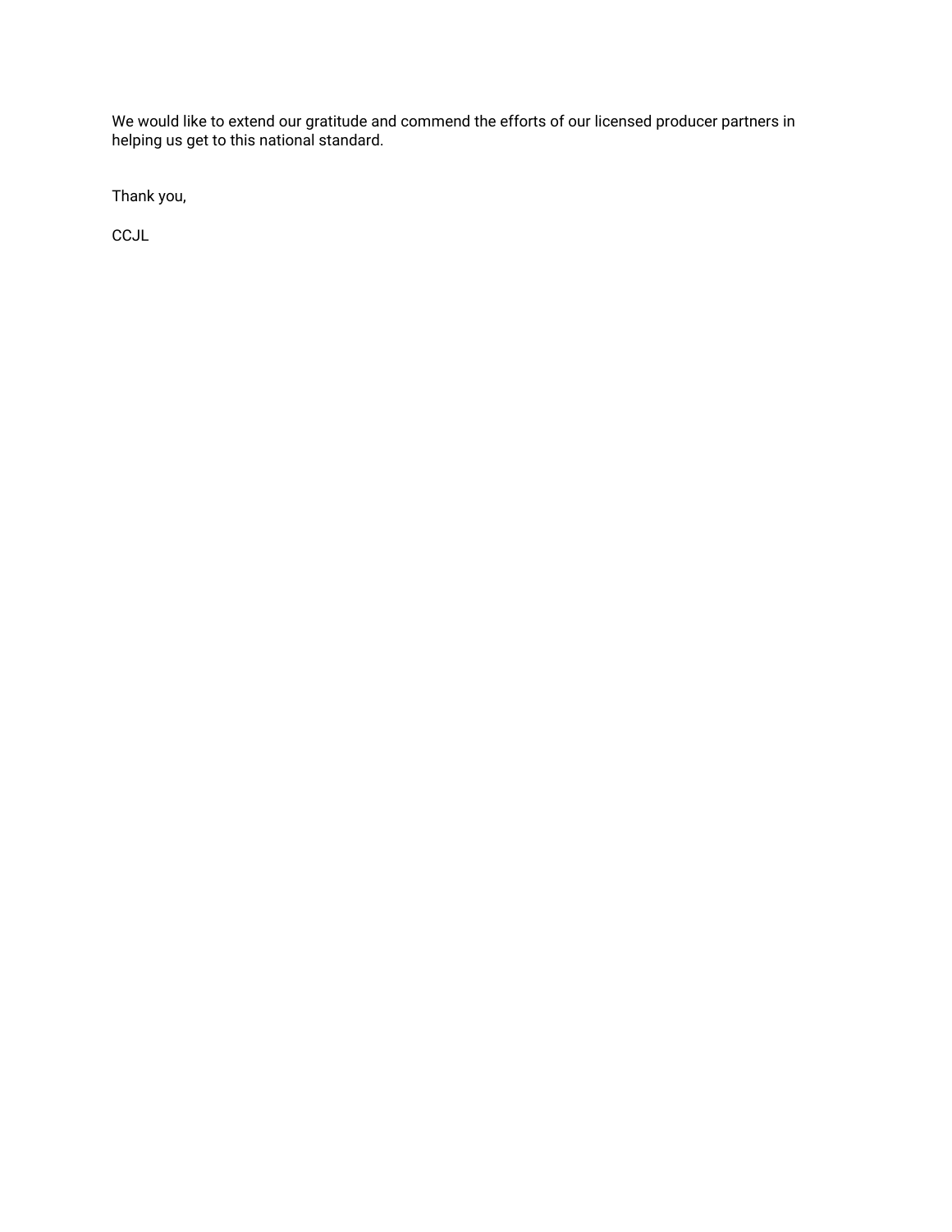We would like to extend our gratitude and commend the efforts of our licensed producer partners in helping us get to this national standard.

Thank you,

CCJL